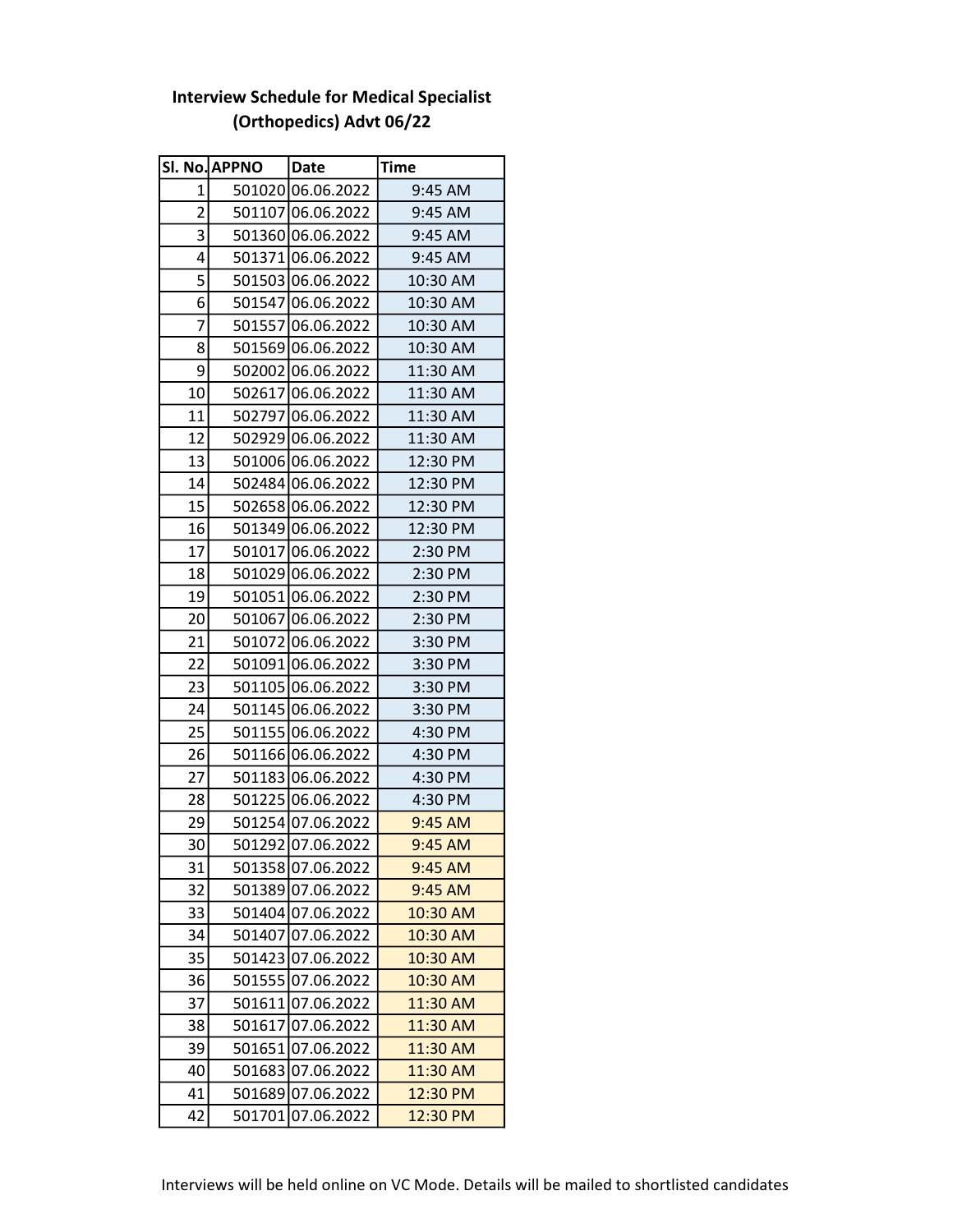**Interview Schedule for Medical Specialist (Orthopedics) Advt 06/22**

| Sl. No. | APPNO | Date | Time |
|---|---|---|---|
| 1 | 501020 | 06.06.2022 | 9:45 AM |
| 2 | 501107 | 06.06.2022 | 9:45 AM |
| 3 | 501360 | 06.06.2022 | 9:45 AM |
| 4 | 501371 | 06.06.2022 | 9:45 AM |
| 5 | 501503 | 06.06.2022 | 10:30 AM |
| 6 | 501547 | 06.06.2022 | 10:30 AM |
| 7 | 501557 | 06.06.2022 | 10:30 AM |
| 8 | 501569 | 06.06.2022 | 10:30 AM |
| 9 | 502002 | 06.06.2022 | 11:30 AM |
| 10 | 502617 | 06.06.2022 | 11:30 AM |
| 11 | 502797 | 06.06.2022 | 11:30 AM |
| 12 | 502929 | 06.06.2022 | 11:30 AM |
| 13 | 501006 | 06.06.2022 | 12:30 PM |
| 14 | 502484 | 06.06.2022 | 12:30 PM |
| 15 | 502658 | 06.06.2022 | 12:30 PM |
| 16 | 501349 | 06.06.2022 | 12:30 PM |
| 17 | 501017 | 06.06.2022 | 2:30 PM |
| 18 | 501029 | 06.06.2022 | 2:30 PM |
| 19 | 501051 | 06.06.2022 | 2:30 PM |
| 20 | 501067 | 06.06.2022 | 2:30 PM |
| 21 | 501072 | 06.06.2022 | 3:30 PM |
| 22 | 501091 | 06.06.2022 | 3:30 PM |
| 23 | 501105 | 06.06.2022 | 3:30 PM |
| 24 | 501145 | 06.06.2022 | 3:30 PM |
| 25 | 501155 | 06.06.2022 | 4:30 PM |
| 26 | 501166 | 06.06.2022 | 4:30 PM |
| 27 | 501183 | 06.06.2022 | 4:30 PM |
| 28 | 501225 | 06.06.2022 | 4:30 PM |
| 29 | 501254 | 07.06.2022 | 9:45 AM |
| 30 | 501292 | 07.06.2022 | 9:45 AM |
| 31 | 501358 | 07.06.2022 | 9:45 AM |
| 32 | 501389 | 07.06.2022 | 9:45 AM |
| 33 | 501404 | 07.06.2022 | 10:30 AM |
| 34 | 501407 | 07.06.2022 | 10:30 AM |
| 35 | 501423 | 07.06.2022 | 10:30 AM |
| 36 | 501555 | 07.06.2022 | 10:30 AM |
| 37 | 501611 | 07.06.2022 | 11:30 AM |
| 38 | 501617 | 07.06.2022 | 11:30 AM |
| 39 | 501651 | 07.06.2022 | 11:30 AM |
| 40 | 501683 | 07.06.2022 | 11:30 AM |
| 41 | 501689 | 07.06.2022 | 12:30 PM |
| 42 | 501701 | 07.06.2022 | 12:30 PM |

Interviews will be held online on VC Mode. Details will be mailed to shortlisted candidates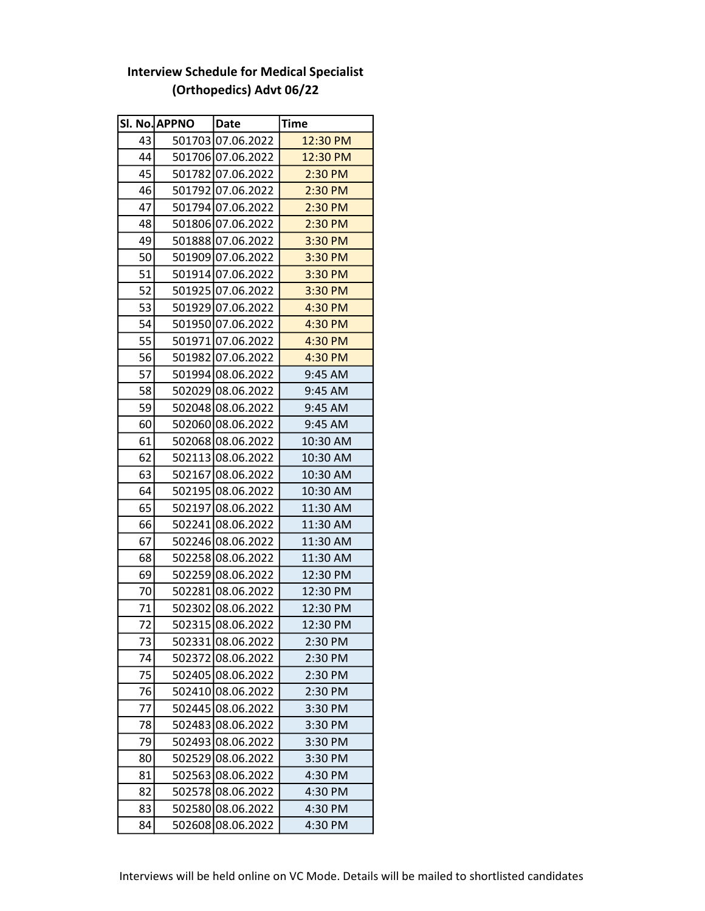## Interview Schedule for Medical Specialist (Orthopedics) Advt 06/22

| Sl. No. | APPNO | Date | Time |
|---|---|---|---|
| 43 | 501703 | 07.06.2022 | 12:30 PM |
| 44 | 501706 | 07.06.2022 | 12:30 PM |
| 45 | 501782 | 07.06.2022 | 2:30 PM |
| 46 | 501792 | 07.06.2022 | 2:30 PM |
| 47 | 501794 | 07.06.2022 | 2:30 PM |
| 48 | 501806 | 07.06.2022 | 2:30 PM |
| 49 | 501888 | 07.06.2022 | 3:30 PM |
| 50 | 501909 | 07.06.2022 | 3:30 PM |
| 51 | 501914 | 07.06.2022 | 3:30 PM |
| 52 | 501925 | 07.06.2022 | 3:30 PM |
| 53 | 501929 | 07.06.2022 | 4:30 PM |
| 54 | 501950 | 07.06.2022 | 4:30 PM |
| 55 | 501971 | 07.06.2022 | 4:30 PM |
| 56 | 501982 | 07.06.2022 | 4:30 PM |
| 57 | 501994 | 08.06.2022 | 9:45 AM |
| 58 | 502029 | 08.06.2022 | 9:45 AM |
| 59 | 502048 | 08.06.2022 | 9:45 AM |
| 60 | 502060 | 08.06.2022 | 9:45 AM |
| 61 | 502068 | 08.06.2022 | 10:30 AM |
| 62 | 502113 | 08.06.2022 | 10:30 AM |
| 63 | 502167 | 08.06.2022 | 10:30 AM |
| 64 | 502195 | 08.06.2022 | 10:30 AM |
| 65 | 502197 | 08.06.2022 | 11:30 AM |
| 66 | 502241 | 08.06.2022 | 11:30 AM |
| 67 | 502246 | 08.06.2022 | 11:30 AM |
| 68 | 502258 | 08.06.2022 | 11:30 AM |
| 69 | 502259 | 08.06.2022 | 12:30 PM |
| 70 | 502281 | 08.06.2022 | 12:30 PM |
| 71 | 502302 | 08.06.2022 | 12:30 PM |
| 72 | 502315 | 08.06.2022 | 12:30 PM |
| 73 | 502331 | 08.06.2022 | 2:30 PM |
| 74 | 502372 | 08.06.2022 | 2:30 PM |
| 75 | 502405 | 08.06.2022 | 2:30 PM |
| 76 | 502410 | 08.06.2022 | 2:30 PM |
| 77 | 502445 | 08.06.2022 | 3:30 PM |
| 78 | 502483 | 08.06.2022 | 3:30 PM |
| 79 | 502493 | 08.06.2022 | 3:30 PM |
| 80 | 502529 | 08.06.2022 | 3:30 PM |
| 81 | 502563 | 08.06.2022 | 4:30 PM |
| 82 | 502578 | 08.06.2022 | 4:30 PM |
| 83 | 502580 | 08.06.2022 | 4:30 PM |
| 84 | 502608 | 08.06.2022 | 4:30 PM |

Interviews will be held online on VC Mode. Details will be mailed to shortlisted candidates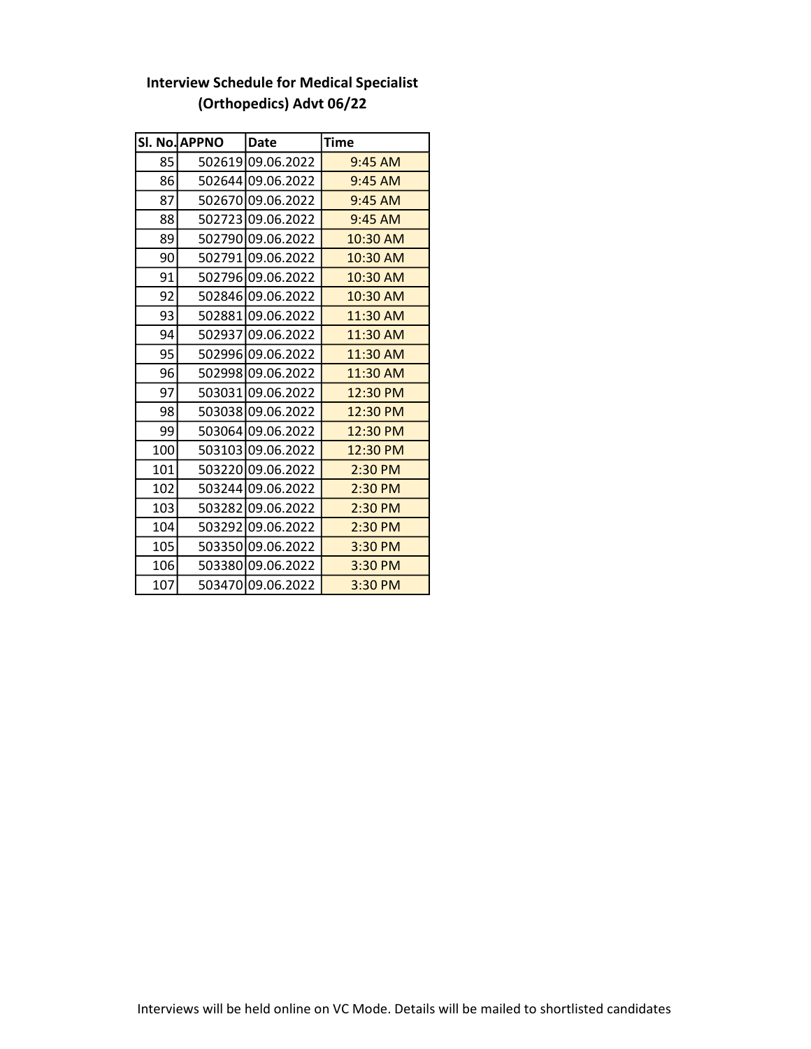**Interview Schedule for Medical Specialist (Orthopedics) Advt 06/22**

| Sl. No. | APPNO | Date | Time |
|---|---|---|---|
| 85 | 502619 | 09.06.2022 | 9:45 AM |
| 86 | 502644 | 09.06.2022 | 9:45 AM |
| 87 | 502670 | 09.06.2022 | 9:45 AM |
| 88 | 502723 | 09.06.2022 | 9:45 AM |
| 89 | 502790 | 09.06.2022 | 10:30 AM |
| 90 | 502791 | 09.06.2022 | 10:30 AM |
| 91 | 502796 | 09.06.2022 | 10:30 AM |
| 92 | 502846 | 09.06.2022 | 10:30 AM |
| 93 | 502881 | 09.06.2022 | 11:30 AM |
| 94 | 502937 | 09.06.2022 | 11:30 AM |
| 95 | 502996 | 09.06.2022 | 11:30 AM |
| 96 | 502998 | 09.06.2022 | 11:30 AM |
| 97 | 503031 | 09.06.2022 | 12:30 PM |
| 98 | 503038 | 09.06.2022 | 12:30 PM |
| 99 | 503064 | 09.06.2022 | 12:30 PM |
| 100 | 503103 | 09.06.2022 | 12:30 PM |
| 101 | 503220 | 09.06.2022 | 2:30 PM |
| 102 | 503244 | 09.06.2022 | 2:30 PM |
| 103 | 503282 | 09.06.2022 | 2:30 PM |
| 104 | 503292 | 09.06.2022 | 2:30 PM |
| 105 | 503350 | 09.06.2022 | 3:30 PM |
| 106 | 503380 | 09.06.2022 | 3:30 PM |
| 107 | 503470 | 09.06.2022 | 3:30 PM |

Interviews will be held online on VC Mode. Details will be mailed to shortlisted candidates